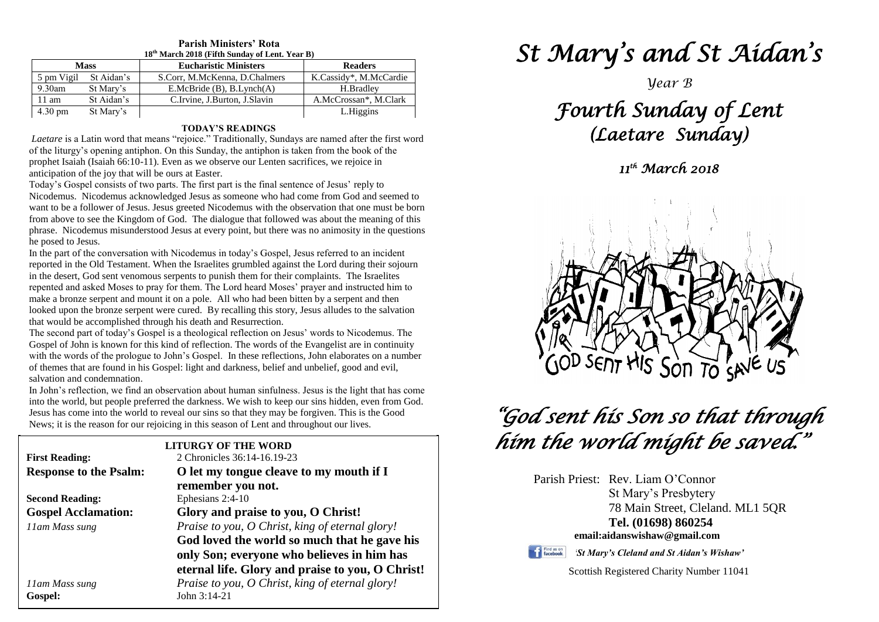**Parish Ministers' Rota**
**18th March 2018 (Fifth Sunday of Lent. Year B)**

| Mass | | Eucharistic Ministers | Readers |
|---|---|---|---|
| 5 pm Vigil | St Aidan's | S.Corr, M.McKenna, D.Chalmers | K.Cassidy*, M.McCardie |
| 9.30am | St Mary's | E.McBride (B), B.Lynch(A) | H.Bradley |
| 11 am | St Aidan's | C.Irvine, J.Burton, J.Slavin | A.McCrossan*, M.Clark |
| 4.30 pm | St Mary's | | L.Higgins |

**TODAY'S READINGS**

*Laetare* is a Latin word that means "rejoice." Traditionally, Sundays are named after the first word of the liturgy's opening antiphon. On this Sunday, the antiphon is taken from the book of the prophet Isaiah (Isaiah 66:10-11). Even as we observe our Lenten sacrifices, we rejoice in anticipation of the joy that will be ours at Easter.

Today's Gospel consists of two parts. The first part is the final sentence of Jesus' reply to Nicodemus. Nicodemus acknowledged Jesus as someone who had come from God and seemed to want to be a follower of Jesus. Jesus greeted Nicodemus with the observation that one must be born from above to see the Kingdom of God. The dialogue that followed was about the meaning of this phrase. Nicodemus misunderstood Jesus at every point, but there was no animosity in the questions he posed to Jesus.

In the part of the conversation with Nicodemus in today's Gospel, Jesus referred to an incident reported in the Old Testament. When the Israelites grumbled against the Lord during their sojourn in the desert, God sent venomous serpents to punish them for their complaints. The Israelites repented and asked Moses to pray for them. The Lord heard Moses' prayer and instructed him to make a bronze serpent and mount it on a pole. All who had been bitten by a serpent and then looked upon the bronze serpent were cured. By recalling this story, Jesus alludes to the salvation that would be accomplished through his death and Resurrection.

The second part of today's Gospel is a theological reflection on Jesus' words to Nicodemus. The Gospel of John is known for this kind of reflection. The words of the Evangelist are in continuity with the words of the prologue to John's Gospel. In these reflections, John elaborates on a number of themes that are found in his Gospel: light and darkness, belief and unbelief, good and evil, salvation and condemnation.

In John's reflection, we find an observation about human sinfulness. Jesus is the light that has come into the world, but people preferred the darkness. We wish to keep our sins hidden, even from God. Jesus has come into the world to reveal our sins so that they may be forgiven. This is the Good News; it is the reason for our rejoicing in this season of Lent and throughout our lives.

**LITURGY OF THE WORD**

**First Reading:** 2 Chronicles 36:14-16.19-23

**Response to the Psalm:** **O let my tongue cleave to my mouth if I remember you not.**

**Second Reading:** Ephesians 2:4-10

**Gospel Acclamation:** **Glory and praise to you, O Christ!**

*11am Mass sung* *Praise to you, O Christ, king of eternal glory!*

**God loved the world so much that he gave his only Son; everyone who believes in him has eternal life. Glory and praise to you, O Christ!**

*11am Mass sung* *Praise to you, O Christ, king of eternal glory!*

**Gospel:** John 3:14-21

# *St Mary's and St Aidan's*

*Year B*

## *Fourth Sunday of Lent (Laetare Sunday)*

*11th March 2018*

GOD SENT HIS SON TO SAVE US

## *"God sent his Son so that through him the world might be saved."*

Parish Priest: Rev. Liam O'Connor
St Mary's Presbytery
78 Main Street, Cleland. ML1 5QR
**Tel. (01698) 860254**
**email:aidanswishaw@gmail.com**

Find us on facebook *'St Mary's Cleland and St Aidan's Wishaw'*

Scottish Registered Charity Number 11041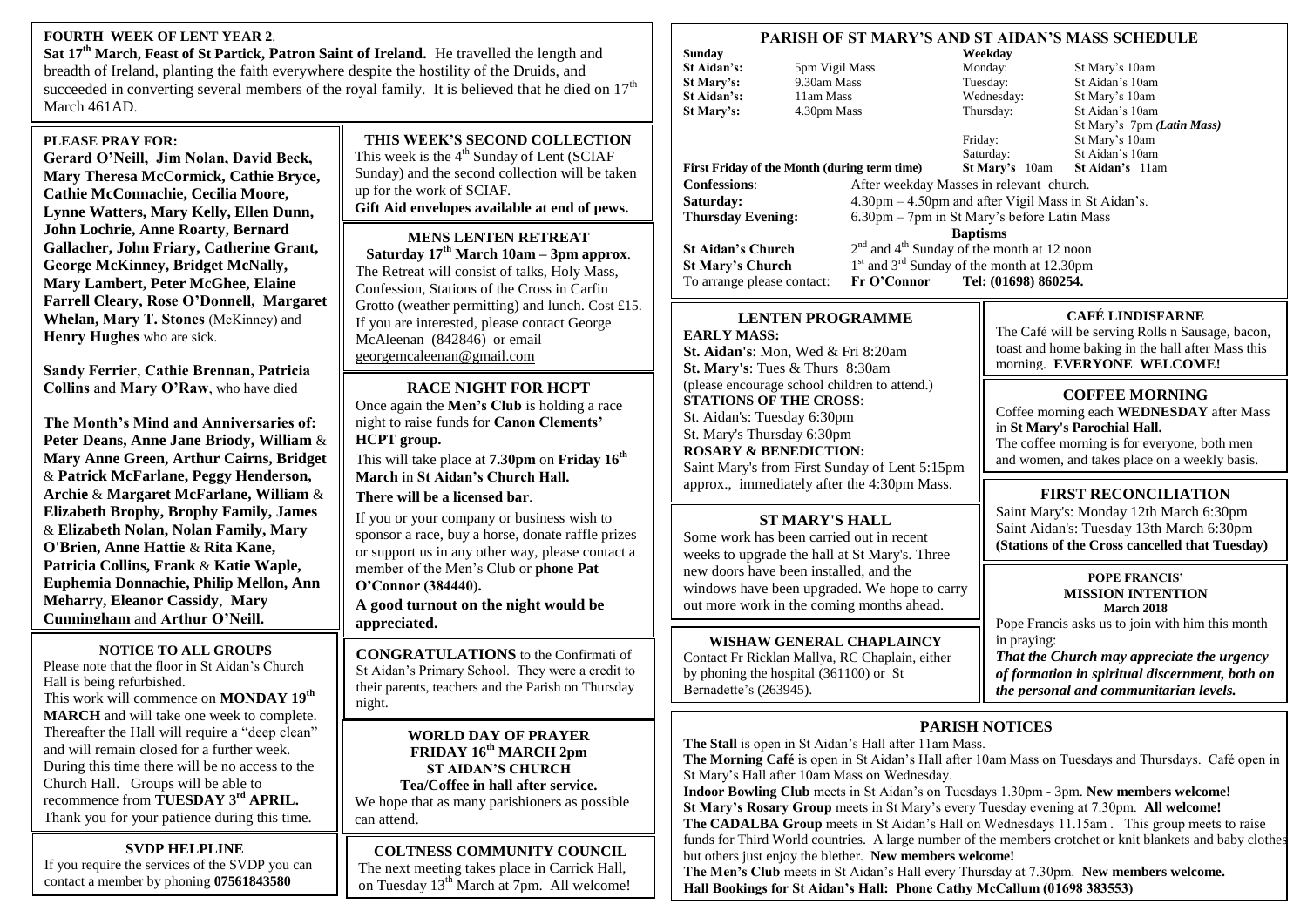**FOURTH WEEK OF LENT YEAR 2**.

**Sat 17th March, Feast of St Partick, Patron Saint of Ireland.** He travelled the length and breadth of Ireland, planting the faith everywhere despite the hostility of the Druids, and succeeded in converting several members of the royal family. It is believed that he died on 17th March 461AD.

**PLEASE PRAY FOR:**

**Gerard O'Neill, Jim Nolan, David Beck, Mary Theresa McCormick, Cathie Bryce, Cathie McConnachie, Cecilia Moore, Lynne Watters, Mary Kelly, Ellen Dunn, John Lochrie, Anne Roarty, Bernard Gallacher, John Friary, Catherine Grant, George McKinney, Bridget McNally, Mary Lambert, Peter McGhee, Elaine Farrell Cleary, Rose O'Donnell, Margaret Whelan, Mary T. Stones** (McKinney) and **Henry Hughes** who are sick.

**Sandy Ferrier**, **Cathie Brennan, Patricia Collins** and **Mary O'Raw**, who have died

**The Month's Mind and Anniversaries of: Peter Deans, Anne Jane Briody, William** & **Mary Anne Green, Arthur Cairns, Bridget** & **Patrick McFarlane, Peggy Henderson, Archie** & **Margaret McFarlane, William** & **Elizabeth Brophy, Brophy Family, James** & **Elizabeth Nolan, Nolan Family, Mary O'Brien, Anne Hattie** & **Rita Kane, Patricia Collins, Frank** & **Katie Waple, Euphemia Donnachie, Philip Mellon, Ann Meharry, Eleanor Cassidy**, **Mary Cunningham** and **Arthur O'Neill.**

**NOTICE TO ALL GROUPS**

Please note that the floor in St Aidan's Church Hall is being refurbished.
This work will commence on **MONDAY 19th MARCH** and will take one week to complete. Thereafter the Hall will require a "deep clean" and will remain closed for a further week. During this time there will be no access to the Church Hall. Groups will be able to recommence from **TUESDAY 3rd APRIL.**
Thank you for your patience during this time.

**SVDP HELPLINE**

If you require the services of the SVDP you can contact a member by phoning **07561843580**

**THIS WEEK'S SECOND COLLECTION**

This week is the 4th Sunday of Lent (SCIAF Sunday) and the second collection will be taken up for the work of SCIAF.
**Gift Aid envelopes available at end of pews.**

**MENS LENTEN RETREAT**
**Saturday 17th March 10am – 3pm approx**.

The Retreat will consist of talks, Holy Mass, Confession, Stations of the Cross in Carfin Grotto (weather permitting) and lunch. Cost £15. If you are interested, please contact George McAleenan (842846) or email georgemcaleenan@gmail.com

**RACE NIGHT FOR HCPT**

Once again the **Men's Club** is holding a race night to raise funds for **Canon Clements' HCPT group.**

This will take place at **7.30pm** on **Friday 16th March** in **St Aidan's Church Hall.**

**There will be a licensed bar**.

If you or your company or business wish to sponsor a race, buy a horse, donate raffle prizes or support us in any other way, please contact a member of the Men's Club or **phone Pat O'Connor (384440).**

**A good turnout on the night would be appreciated.**

**CONGRATULATIONS** to the Confirmati of St Aidan's Primary School. They were a credit to their parents, teachers and the Parish on Thursday night.

**WORLD DAY OF PRAYER**
**FRIDAY 16th MARCH 2pm**
**ST AIDAN'S CHURCH**
**Tea/Coffee in hall after service.**

We hope that as many parishioners as possible can attend.

**COLTNESS COMMUNITY COUNCIL**

The next meeting takes place in Carrick Hall, on Tuesday 13th March at 7pm. All welcome!

**PARISH OF ST MARY'S AND ST AIDAN'S MASS SCHEDULE**

| **Sunday** | | **Weekday** | |
|---|---|---|---|
| **St Aidan's:** | 5pm Vigil Mass | Monday: | St Mary's 10am |
| **St Mary's:** | 9.30am Mass | Tuesday: | St Aidan's 10am |
| **St Aidan's:** | 11am Mass | Wednesday: | St Mary's 10am |
| **St Mary's:** | 4.30pm Mass | Thursday: | St Aidan's 10am |
| | | | St Mary's 7pm *(Latin Mass)* |
| | | Friday: | St Mary's 10am |
| | | Saturday: | St Aidan's 10am |
| **First Friday of the Month (during term time)** | | **St Mary's** 10am | **St Aidan's** 11am |

**Confessions**: After weekday Masses in relevant church.
**Saturday:** 4.30pm – 4.50pm and after Vigil Mass in St Aidan's.
**Thursday Evening:** 6.30pm – 7pm in St Mary's before Latin Mass

**Baptisms**

**St Aidan's Church** 2nd and 4th Sunday of the month at 12 noon
**St Mary's Church** 1st and 3rd Sunday of the month at 12.30pm
To arrange please contact: **Fr O'Connor Tel: (01698) 860254.**

**LENTEN PROGRAMME**

**EARLY MASS:**
**St. Aidan's**: Mon, Wed & Fri 8:20am
**St. Mary's**: Tues & Thurs 8:30am
(please encourage school children to attend.)
**STATIONS OF THE CROSS**:
St. Aidan's: Tuesday 6:30pm
St. Mary's Thursday 6:30pm
**ROSARY & BENEDICTION:**
Saint Mary's from First Sunday of Lent 5:15pm approx., immediately after the 4:30pm Mass.

**ST MARY'S HALL**

Some work has been carried out in recent weeks to upgrade the hall at St Mary's. Three new doors have been installed, and the windows have been upgraded. We hope to carry out more work in the coming months ahead.

**WISHAW GENERAL CHAPLAINCY**

Contact Fr Ricklan Mallya, RC Chaplain, either by phoning the hospital (361100) or St Bernadette's (263945).

**CAFÉ LINDISFARNE**

The Café will be serving Rolls n Sausage, bacon, toast and home baking in the hall after Mass this morning. **EVERYONE WELCOME!**

**COFFEE MORNING**

Coffee morning each **WEDNESDAY** after Mass in **St Mary's Parochial Hall.**
The coffee morning is for everyone, both men and women, and takes place on a weekly basis.

**FIRST RECONCILIATION**

Saint Mary's: Monday 12th March 6:30pm
Saint Aidan's: Tuesday 13th March 6:30pm
**(Stations of the Cross cancelled that Tuesday)**

**POPE FRANCIS' MISSION INTENTION**
**March 2018**

Pope Francis asks us to join with him this month in praying:
***That the Church may appreciate the urgency of formation in spiritual discernment, both on the personal and communitarian levels.***

**PARISH NOTICES**

**The Stall** is open in St Aidan's Hall after 11am Mass.
**The Morning Café** is open in St Aidan's Hall after 10am Mass on Tuesdays and Thursdays. Café open in St Mary's Hall after 10am Mass on Wednesday.
**Indoor Bowling Club** meets in St Aidan's on Tuesdays 1.30pm - 3pm. **New members welcome!**
**St Mary's Rosary Group** meets in St Mary's every Tuesday evening at 7.30pm. **All welcome!**
**The CADALBA Group** meets in St Aidan's Hall on Wednesdays 11.15am . This group meets to raise funds for Third World countries. A large number of the members crotchet or knit blankets and baby clothes but others just enjoy the blether. **New members welcome!**
**The Men's Club** meets in St Aidan's Hall every Thursday at 7.30pm. **New members welcome.**
**Hall Bookings for St Aidan's Hall: Phone Cathy McCallum (01698 383553)**